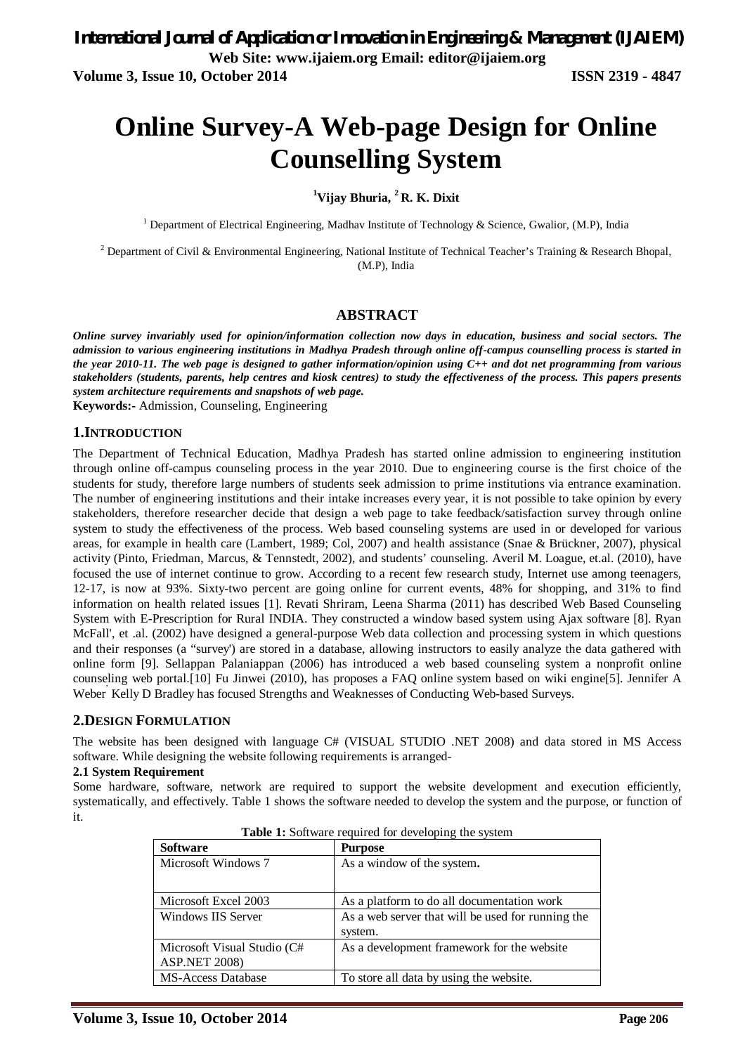# Online Survey-A Web-page Design for Online Counselling System

[1]Vijay Bhuria, [2] R. K. Dixit

[1] Department of Electrical Engineering, Madhav Institute of Technology & Science, Gwalior, (M.P), India

[2] Department of Civil & Environmental Engineering, National Institute of Technical Teacher's Training & Research Bhopal, (M.P), India

## ABSTRACT

***Online survey invariably used for opinion/information collection now days in education, business and social sectors. The admission to various engineering institutions in Madhya Pradesh through online off-campus counselling process is started in the year 2010-11. The web page is designed to gather information/opinion using C++ and dot net programming from various stakeholders (students, parents, help centres and kiosk centres) to study the effectiveness of the process. This papers presents system architecture requirements and snapshots of web page.***

**Keywords:-** Admission, Counseling, Engineering

## 1.INTRODUCTION

The Department of Technical Education, Madhya Pradesh has started online admission to engineering institution through online off-campus counseling process in the year 2010. Due to engineering course is the first choice of the students for study, therefore large numbers of students seek admission to prime institutions via entrance examination. The number of engineering institutions and their intake increases every year, it is not possible to take opinion by every stakeholders, therefore researcher decide that design a web page to take feedback/satisfaction survey through online system to study the effectiveness of the process. Web based counseling systems are used in or developed for various areas, for example in health care (Lambert, 1989; Col, 2007) and health assistance (Snae & Brückner, 2007), physical activity (Pinto, Friedman, Marcus, & Tennstedt, 2002), and students' counseling. Averil M. Loague, et.al. (2010), have focused the use of internet continue to grow. According to a recent few research study, Internet use among teenagers, 12-17, is now at 93%. Sixty-two percent are going online for current events, 48% for shopping, and 31% to find information on health related issues [1]. Revati Shriram, Leena Sharma (2011) has described Web Based Counseling System with E-Prescription for Rural INDIA. They constructed a window based system using Ajax software [8]. Ryan McFall', et .al. (2002) have designed a general-purpose Web data collection and processing system in which questions and their responses (a "survey') are stored in a database, allowing instructors to easily analyze the data gathered with online form [9]. Sellappan Palaniappan (2006) has introduced a web based counseling system a nonprofit online counseling web portal.[10] Fu Jinwei (2010), has proposes a FAQ online system based on wiki engine[5]. Jennifer A Weber, Kelly D Bradley has focused Strengths and Weaknesses of Conducting Web-based Surveys.

## 2.DESIGN FORMULATION

The website has been designed with language C# (VISUAL STUDIO .NET 2008) and data stored in MS Access software. While designing the website following requirements is arranged-

### 2.1 System Requirement

Some hardware, software, network are required to support the website development and execution efficiently, systematically, and effectively. Table 1 shows the software needed to develop the system and the purpose, or function of it.

**Table 1:** Software required for developing the system

| Software | Purpose |
|---|---|
| Microsoft Windows 7 | As a window of the system. |
| Microsoft Excel 2003 | As a platform to do all documentation work |
| Windows IIS Server | As a web server that will be used for running the system. |
| Microsoft Visual Studio (C# ASP.NET 2008) | As a development framework for the website |
| MS-Access Database | To store all data by using the website. |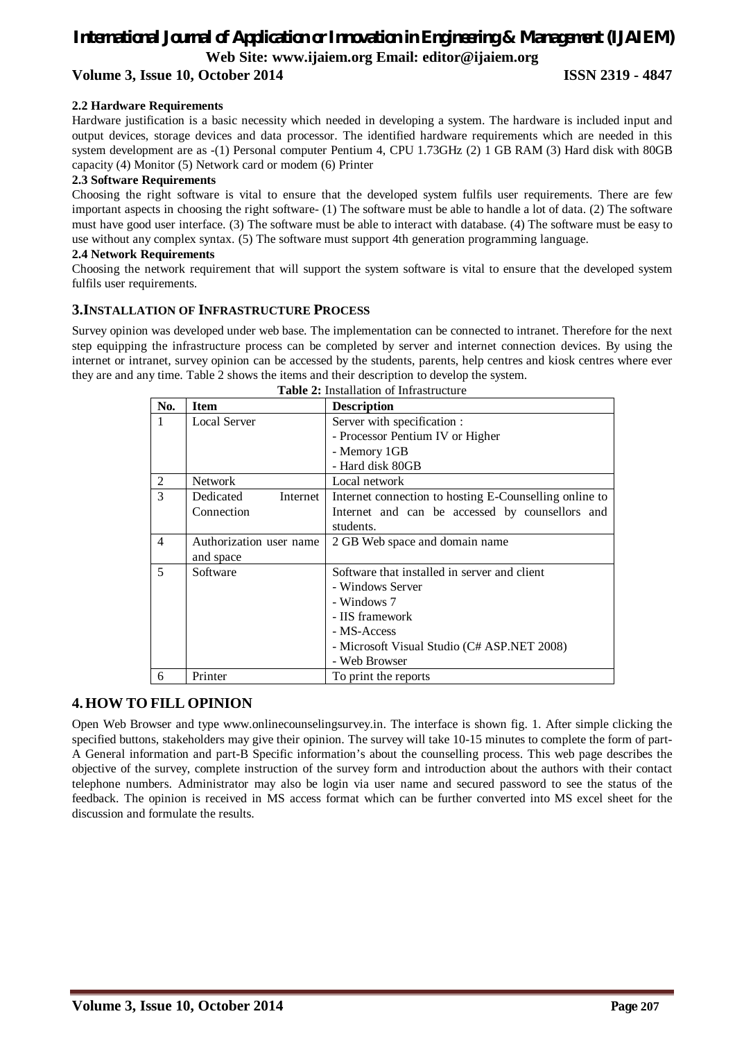### 2.2 Hardware Requirements

Hardware justification is a basic necessity which needed in developing a system. The hardware is included input and output devices, storage devices and data processor. The identified hardware requirements which are needed in this system development are as -(1) Personal computer Pentium 4, CPU 1.73GHz (2) 1 GB RAM (3) Hard disk with 80GB capacity (4) Monitor (5) Network card or modem (6) Printer

### 2.3 Software Requirements

Choosing the right software is vital to ensure that the developed system fulfils user requirements. There are few important aspects in choosing the right software- (1) The software must be able to handle a lot of data. (2) The software must have good user interface. (3) The software must be able to interact with database. (4) The software must be easy to use without any complex syntax. (5) The software must support 4th generation programming language.

### 2.4 Network Requirements

Choosing the network requirement that will support the system software is vital to ensure that the developed system fulfils user requirements.

## 3. INSTALLATION OF INFRASTRUCTURE PROCESS

Survey opinion was developed under web base. The implementation can be connected to intranet. Therefore for the next step equipping the infrastructure process can be completed by server and internet connection devices. By using the internet or intranet, survey opinion can be accessed by the students, parents, help centres and kiosk centres where ever they are and any time. Table 2 shows the items and their description to develop the system.

**Table 2:** Installation of Infrastructure

| No. | Item | Description |
|---|---|---|
| 1 | Local Server | Server with specification :<br>- Processor Pentium IV or Higher<br>- Memory 1GB<br>- Hard disk 80GB |
| 2 | Network | Local network |
| 3 | Dedicated Internet Connection | Internet connection to hosting E-Counselling online to Internet and can be accessed by counsellors and students. |
| 4 | Authorization user name and space | 2 GB Web space and domain name |
| 5 | Software | Software that installed in server and client<br>- Windows Server<br>- Windows 7<br>- IIS framework<br>- MS-Access<br>- Microsoft Visual Studio (C# ASP.NET 2008)<br>- Web Browser |
| 6 | Printer | To print the reports |

## 4. HOW TO FILL OPINION

Open Web Browser and type www.onlinecounselingsurvey.in. The interface is shown fig. 1. After simple clicking the specified buttons, stakeholders may give their opinion. The survey will take 10-15 minutes to complete the form of part-A General information and part-B Specific information's about the counselling process. This web page describes the objective of the survey, complete instruction of the survey form and introduction about the authors with their contact telephone numbers. Administrator may also be login via user name and secured password to see the status of the feedback. The opinion is received in MS access format which can be further converted into MS excel sheet for the discussion and formulate the results.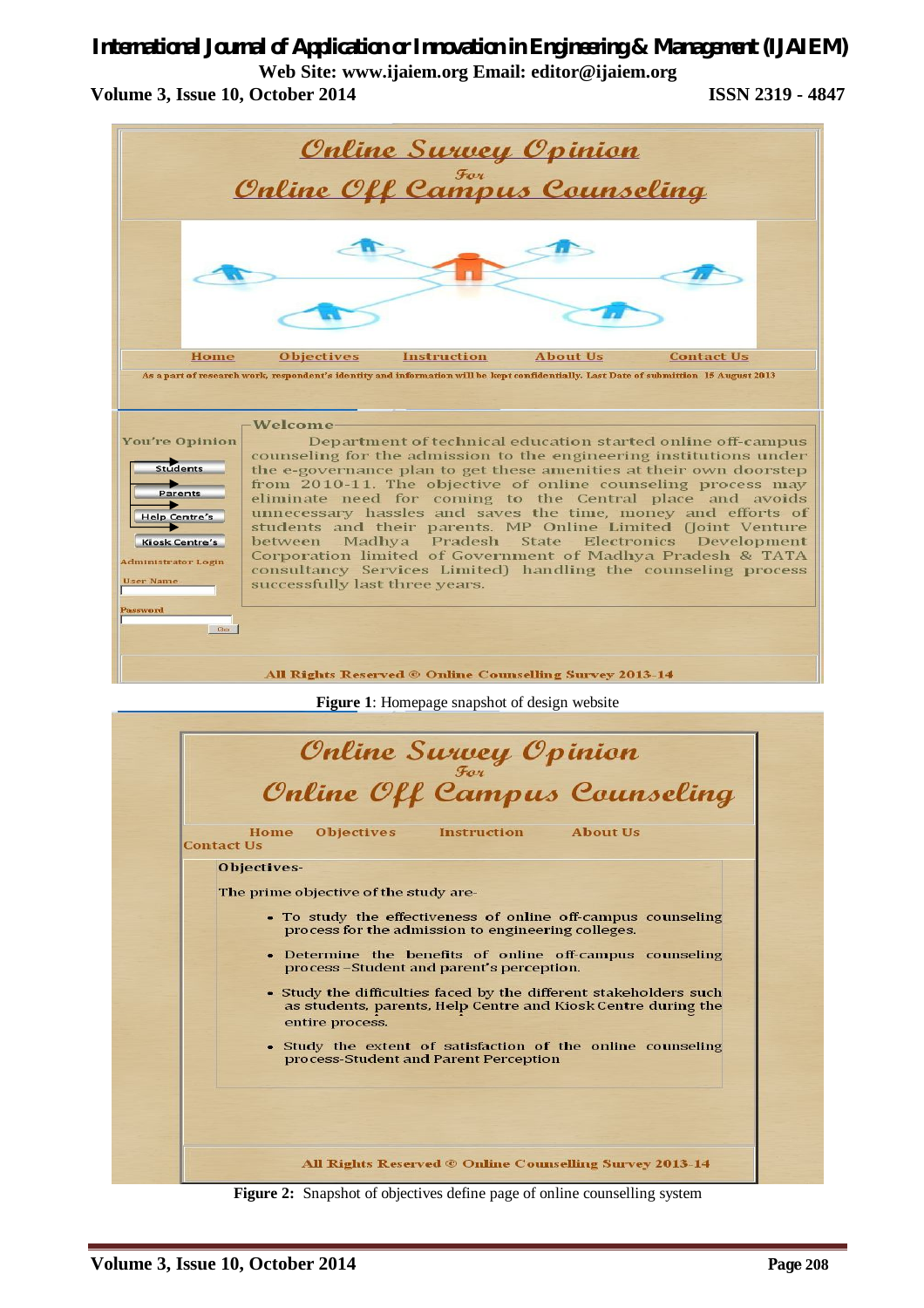Figure 1: Homepage snapshot of design website

Figure 2: Snapshot of objectives define page of online counselling system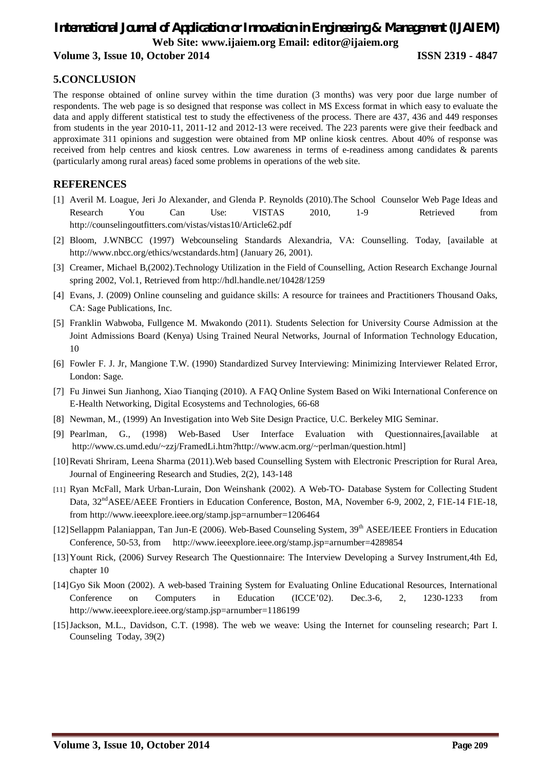## 5.CONCLUSION

The response obtained of online survey within the time duration (3 months) was very poor due large number of respondents. The web page is so designed that response was collect in MS Excess format in which easy to evaluate the data and apply different statistical test to study the effectiveness of the process. There are 437, 436 and 449 responses from students in the year 2010-11, 2011-12 and 2012-13 were received. The 223 parents were give their feedback and approximate 311 opinions and suggestion were obtained from MP online kiosk centres. About 40% of response was received from help centres and kiosk centres. Low awareness in terms of e-readiness among candidates & parents (particularly among rural areas) faced some problems in operations of the web site.

## REFERENCES

[1] Averil M. Loague, Jeri Jo Alexander, and Glenda P. Reynolds (2010).The School Counselor Web Page Ideas and Research You Can Use: VISTAS 2010, 1-9 Retrieved from http://counselingoutfitters.com/vistas/vistas10/Article62.pdf

[2] Bloom, J.WNBCC (1997) Webcounseling Standards Alexandria, VA: Counselling. Today, [available at http://www.nbcc.org/ethics/wcstandards.htm] (January 26, 2001).

[3] Creamer, Michael B,(2002).Technology Utilization in the Field of Counselling, Action Research Exchange Journal spring 2002, Vol.1, Retrieved from http://hdl.handle.net/10428/1259

[4] Evans, J. (2009) Online counseling and guidance skills: A resource for trainees and Practitioners Thousand Oaks, CA: Sage Publications, Inc.

[5] Franklin Wabwoba, Fullgence M. Mwakondo (2011). Students Selection for University Course Admission at the Joint Admissions Board (Kenya) Using Trained Neural Networks, Journal of Information Technology Education, 10

[6] Fowler F. J. Jr, Mangione T.W. (1990) Standardized Survey Interviewing: Minimizing Interviewer Related Error, London: Sage.

[7] Fu Jinwei Sun Jianhong, Xiao Tianqing (2010). A FAQ Online System Based on Wiki International Conference on E-Health Networking, Digital Ecosystems and Technologies, 66-68

[8] Newman, M., (1999) An Investigation into Web Site Design Practice, U.C. Berkeley MIG Seminar.

[9] Pearlman, G., (1998) Web-Based User Interface Evaluation with Questionnaires,[available at http://www.cs.umd.edu/~zzj/FramedLi.htm?http://www.acm.org/~perlman/question.html]

[10] Revati Shriram, Leena Sharma (2011).Web based Counselling System with Electronic Prescription for Rural Area, Journal of Engineering Research and Studies, 2(2), 143-148

[11] Ryan McFall, Mark Urban-Lurain, Don Weinshank (2002). A Web-TO- Database System for Collecting Student Data, 32ndASEE/AEEE Frontiers in Education Conference, Boston, MA, November 6-9, 2002, 2, F1E-14 F1E-18, from http://www.ieeexplore.ieee.org/stamp.jsp?arnumber=1206464

[12] Sellappm Palaniappan, Tan Jun-E (2006). Web-Based Counseling System, 39th ASEE/IEEE Frontiers in Education Conference, 50-53, from http://www.ieeexplore.ieee.org/stamp.jsp?arnumber=4289854

[13] Yount Rick, (2006) Survey Research The Questionnaire: The Interview Developing a Survey Instrument,4th Ed, chapter 10

[14] Gyo Sik Moon (2002). A web-based Training System for Evaluating Online Educational Resources, International Conference on Computers in Education (ICCE'02). Dec.3-6, 2, 1230-1233 from http://www.ieeexplore.ieee.org/stamp.jsp?arnumber=1186199

[15] Jackson, M.L., Davidson, C.T. (1998). The web we weave: Using the Internet for counseling research; Part I. Counseling Today, 39(2)